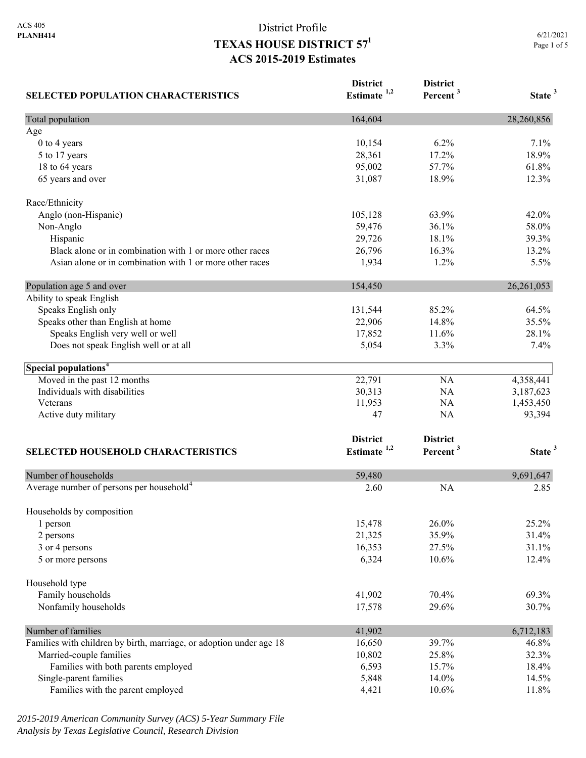ACS 405
**PLANH414**

# District Profile
## TEXAS HOUSE DISTRICT 57[1]
## ACS 2015-2019 Estimates

6/21/2021

| SELECTED POPULATION CHARACTERISTICS | District Estimate [1,2] | District Percent [3] | State [3] |
|---|---|---|---|
| Total population | 164,604 | | 28,260,856 |
| Age | | | |
| 0 to 4 years | 10,154 | 6.2% | 7.1% |
| 5 to 17 years | 28,361 | 17.2% | 18.9% |
| 18 to 64 years | 95,002 | 57.7% | 61.8% |
| 65 years and over | 31,087 | 18.9% | 12.3% |
| Race/Ethnicity | | | |
| Anglo (non-Hispanic) | 105,128 | 63.9% | 42.0% |
| Non-Anglo | 59,476 | 36.1% | 58.0% |
| Hispanic | 29,726 | 18.1% | 39.3% |
| Black alone or in combination with 1 or more other races | 26,796 | 16.3% | 13.2% |
| Asian alone or in combination with 1 or more other races | 1,934 | 1.2% | 5.5% |
| Population age 5 and over | 154,450 | | 26,261,053 |
| Ability to speak English | | | |
| Speaks English only | 131,544 | 85.2% | 64.5% |
| Speaks other than English at home | 22,906 | 14.8% | 35.5% |
| Speaks English very well or well | 17,852 | 11.6% | 28.1% |
| Does not speak English well or at all | 5,054 | 3.3% | 7.4% |
| **Special populations[4]** | | | |
| Moved in the past 12 months | 22,791 | NA | 4,358,441 |
| Individuals with disabilities | 30,313 | NA | 3,187,623 |
| Veterans | 11,953 | NA | 1,453,450 |
| Active duty military | 47 | NA | 93,394 |

| SELECTED HOUSEHOLD CHARACTERISTICS | District Estimate [1,2] | District Percent [3] | State [3] |
|---|---|---|---|
| Number of households | 59,480 | | 9,691,647 |
| Average number of persons per household[4] | 2.60 | NA | 2.85 |
| Households by composition | | | |
| 1 person | 15,478 | 26.0% | 25.2% |
| 2 persons | 21,325 | 35.9% | 31.4% |
| 3 or 4 persons | 16,353 | 27.5% | 31.1% |
| 5 or more persons | 6,324 | 10.6% | 12.4% |
| Household type | | | |
| Family households | 41,902 | 70.4% | 69.3% |
| Nonfamily households | 17,578 | 29.6% | 30.7% |
| Number of families | 41,902 | | 6,712,183 |
| Families with children by birth, marriage, or adoption under age 18 | 16,650 | 39.7% | 46.8% |
| Married-couple families | 10,802 | 25.8% | 32.3% |
| Families with both parents employed | 6,593 | 15.7% | 18.4% |
| Single-parent families | 5,848 | 14.0% | 14.5% |
| Families with the parent employed | 4,421 | 10.6% | 11.8% |

*2015-2019 American Community Survey (ACS) 5-Year Summary File*
*Analysis by Texas Legislative Council, Research Division*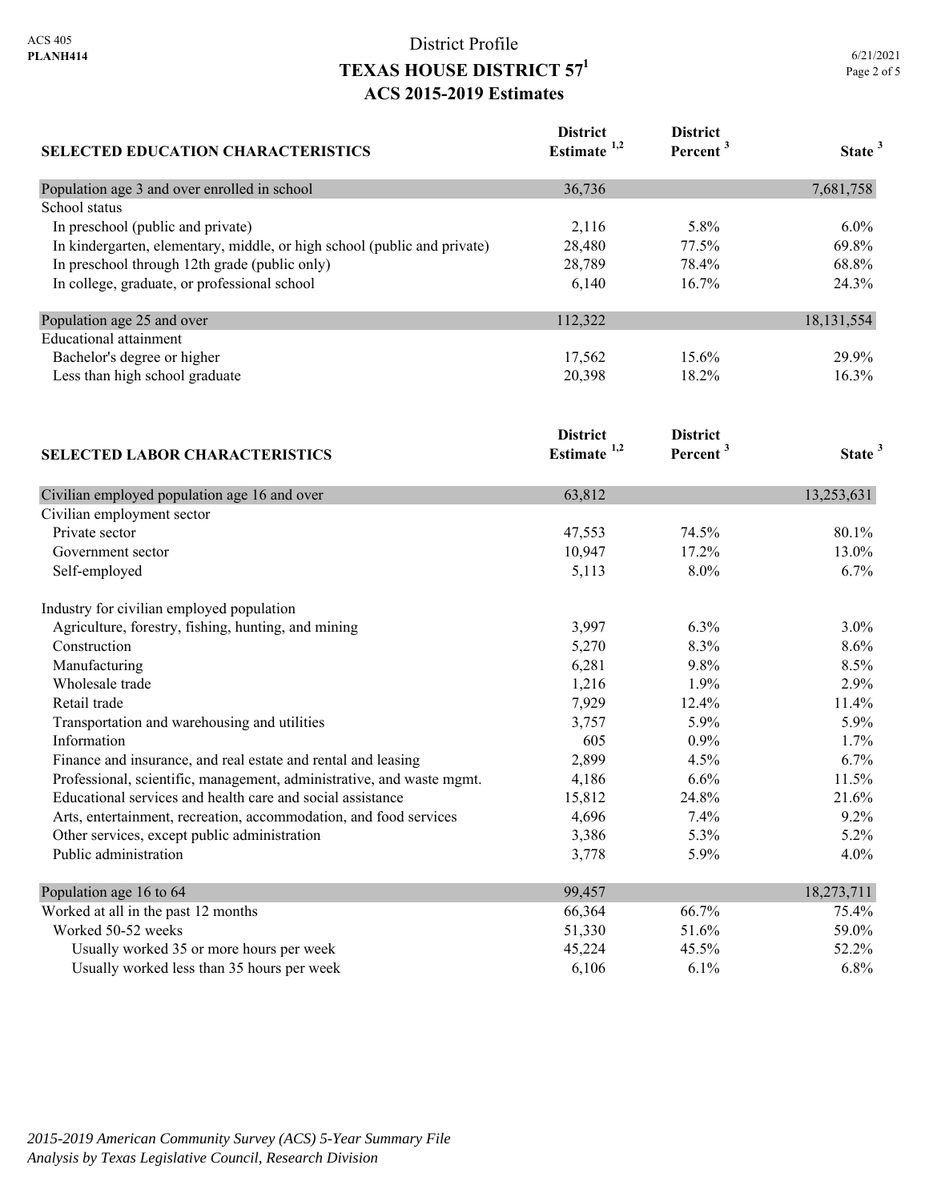# District Profile
## TEXAS HOUSE DISTRICT 57[1]
## ACS 2015-2019 Estimates

| SELECTED EDUCATION CHARACTERISTICS | District Estimate [1,2] | District Percent [3] | State [3] |
|---|---|---|---|
| Population age 3 and over enrolled in school | 36,736 | | 7,681,758 |
| School status | | | |
| In preschool (public and private) | 2,116 | 5.8% | 6.0% |
| In kindergarten, elementary, middle, or high school (public and private) | 28,480 | 77.5% | 69.8% |
| In preschool through 12th grade (public only) | 28,789 | 78.4% | 68.8% |
| In college, graduate, or professional school | 6,140 | 16.7% | 24.3% |
| Population age 25 and over | 112,322 | | 18,131,554 |
| Educational attainment | | | |
| Bachelor's degree or higher | 17,562 | 15.6% | 29.9% |
| Less than high school graduate | 20,398 | 18.2% | 16.3% |

| SELECTED LABOR CHARACTERISTICS | District Estimate [1,2] | District Percent [3] | State [3] |
|---|---|---|---|
| Civilian employed population age 16 and over | 63,812 | | 13,253,631 |
| Civilian employment sector | | | |
| Private sector | 47,553 | 74.5% | 80.1% |
| Government sector | 10,947 | 17.2% | 13.0% |
| Self-employed | 5,113 | 8.0% | 6.7% |
| Industry for civilian employed population | | | |
| Agriculture, forestry, fishing, hunting, and mining | 3,997 | 6.3% | 3.0% |
| Construction | 5,270 | 8.3% | 8.6% |
| Manufacturing | 6,281 | 9.8% | 8.5% |
| Wholesale trade | 1,216 | 1.9% | 2.9% |
| Retail trade | 7,929 | 12.4% | 11.4% |
| Transportation and warehousing and utilities | 3,757 | 5.9% | 5.9% |
| Information | 605 | 0.9% | 1.7% |
| Finance and insurance, and real estate and rental and leasing | 2,899 | 4.5% | 6.7% |
| Professional, scientific, management, administrative, and waste mgmt. | 4,186 | 6.6% | 11.5% |
| Educational services and health care and social assistance | 15,812 | 24.8% | 21.6% |
| Arts, entertainment, recreation, accommodation, and food services | 4,696 | 7.4% | 9.2% |
| Other services, except public administration | 3,386 | 5.3% | 5.2% |
| Public administration | 3,778 | 5.9% | 4.0% |
| Population age 16 to 64 | 99,457 | | 18,273,711 |
| Worked at all in the past 12 months | 66,364 | 66.7% | 75.4% |
| Worked 50-52 weeks | 51,330 | 51.6% | 59.0% |
| Usually worked 35 or more hours per week | 45,224 | 45.5% | 52.2% |
| Usually worked less than 35 hours per week | 6,106 | 6.1% | 6.8% |

*2015-2019 American Community Survey (ACS) 5-Year Summary File*
*Analysis by Texas Legislative Council, Research Division*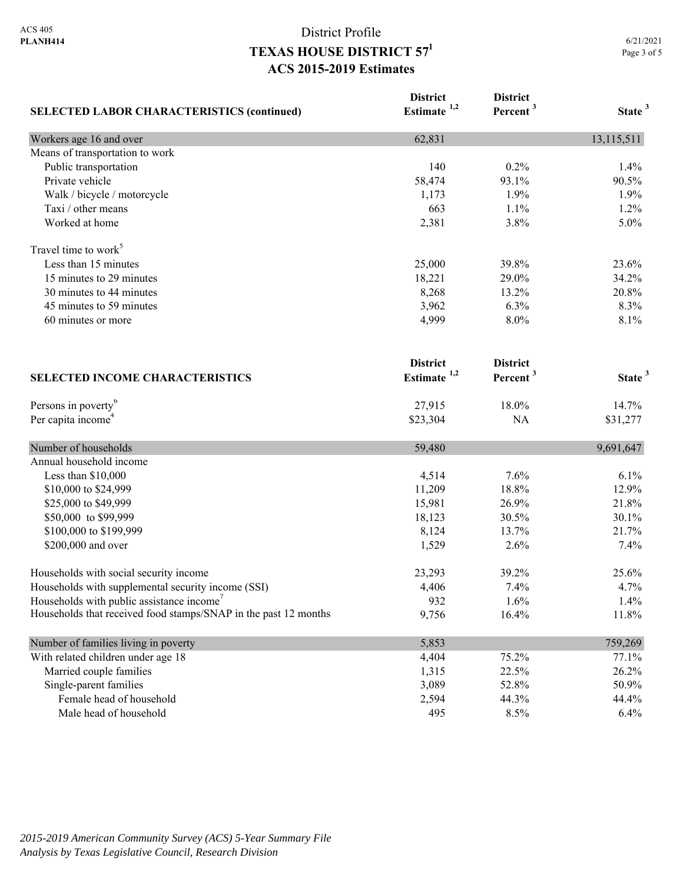# District Profile
## TEXAS HOUSE DISTRICT 57[1]
## ACS 2015-2019 Estimates

| SELECTED LABOR CHARACTERISTICS (continued) | District Estimate [1,2] | District Percent [3] | State [3] |
|---|---|---|---|
| Workers age 16 and over | 62,831 | | 13,115,511 |
| Means of transportation to work | | | |
| Public transportation | 140 | 0.2% | 1.4% |
| Private vehicle | 58,474 | 93.1% | 90.5% |
| Walk / bicycle / motorcycle | 1,173 | 1.9% | 1.9% |
| Taxi / other means | 663 | 1.1% | 1.2% |
| Worked at home | 2,381 | 3.8% | 5.0% |
| Travel time to work[5] | | | |
| Less than 15 minutes | 25,000 | 39.8% | 23.6% |
| 15 minutes to 29 minutes | 18,221 | 29.0% | 34.2% |
| 30 minutes to 44 minutes | 8,268 | 13.2% | 20.8% |
| 45 minutes to 59 minutes | 3,962 | 6.3% | 8.3% |
| 60 minutes or more | 4,999 | 8.0% | 8.1% |

| SELECTED INCOME CHARACTERISTICS | District Estimate [1,2] | District Percent [3] | State [3] |
|---|---|---|---|
| Persons in poverty[6] | 27,915 | 18.0% | 14.7% |
| Per capita income[4] | $23,304 | NA | $31,277 |
| Number of households | 59,480 | | 9,691,647 |
| Annual household income | | | |
| Less than $10,000 | 4,514 | 7.6% | 6.1% |
| $10,000 to $24,999 | 11,209 | 18.8% | 12.9% |
| $25,000 to $49,999 | 15,981 | 26.9% | 21.8% |
| $50,000 to $99,999 | 18,123 | 30.5% | 30.1% |
| $100,000 to $199,999 | 8,124 | 13.7% | 21.7% |
| $200,000 and over | 1,529 | 2.6% | 7.4% |
| Households with social security income | 23,293 | 39.2% | 25.6% |
| Households with supplemental security income (SSI) | 4,406 | 7.4% | 4.7% |
| Households with public assistance income[7] | 932 | 1.6% | 1.4% |
| Households that received food stamps/SNAP in the past 12 months | 9,756 | 16.4% | 11.8% |
| Number of families living in poverty | 5,853 | | 759,269 |
| With related children under age 18 | 4,404 | 75.2% | 77.1% |
| Married couple families | 1,315 | 22.5% | 26.2% |
| Single-parent families | 3,089 | 52.8% | 50.9% |
| Female head of household | 2,594 | 44.3% | 44.4% |
| Male head of household | 495 | 8.5% | 6.4% |

*2015-2019 American Community Survey (ACS) 5-Year Summary File*
*Analysis by Texas Legislative Council, Research Division*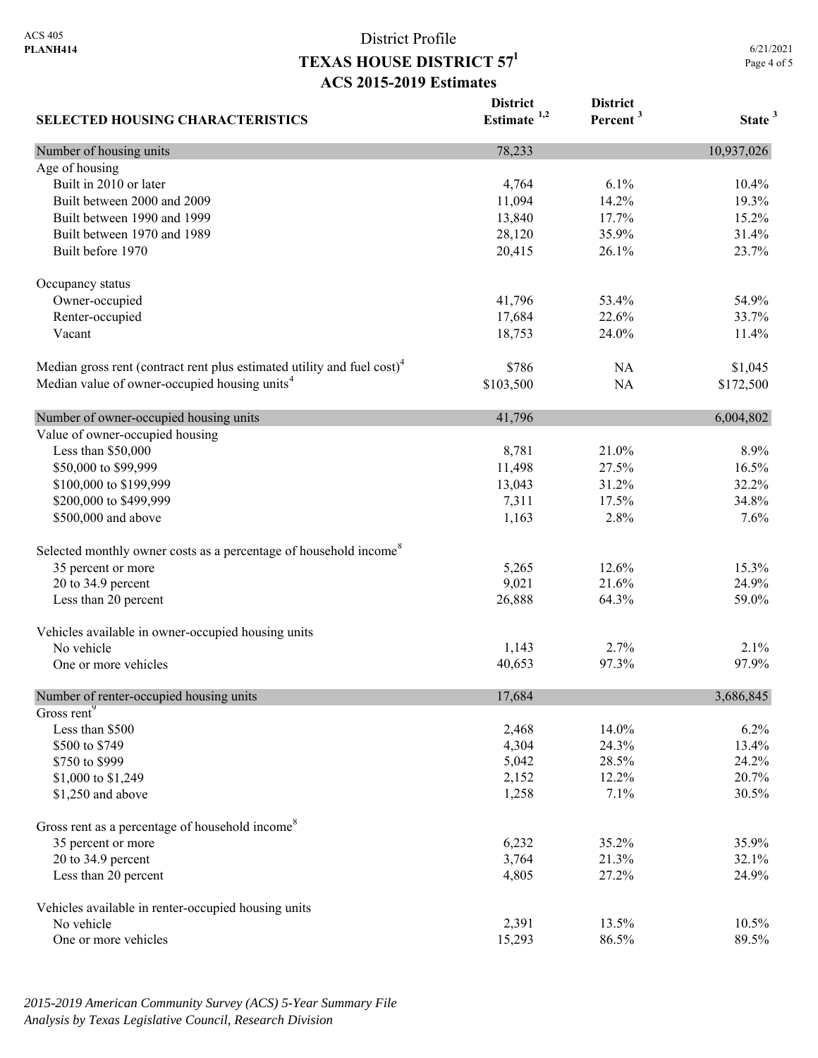ACS 405
**PLANH414**

District Profile

# TEXAS HOUSE DISTRICT 57[1]

## ACS 2015-2019 Estimates

6/21/2021

| SELECTED HOUSING CHARACTERISTICS | District Estimate [1,2] | District Percent [3] | State [3] |
|---|---|---|---|
| Number of housing units | 78,233 | | 10,937,026 |
| Age of housing | | | |
| Built in 2010 or later | 4,764 | 6.1% | 10.4% |
| Built between 2000 and 2009 | 11,094 | 14.2% | 19.3% |
| Built between 1990 and 1999 | 13,840 | 17.7% | 15.2% |
| Built between 1970 and 1989 | 28,120 | 35.9% | 31.4% |
| Built before 1970 | 20,415 | 26.1% | 23.7% |
| Occupancy status | | | |
| Owner-occupied | 41,796 | 53.4% | 54.9% |
| Renter-occupied | 17,684 | 22.6% | 33.7% |
| Vacant | 18,753 | 24.0% | 11.4% |
| Median gross rent (contract rent plus estimated utility and fuel cost)[4] | $786 | NA | $1,045 |
| Median value of owner-occupied housing units[4] | $103,500 | NA | $172,500 |
| Number of owner-occupied housing units | 41,796 | | 6,004,802 |
| Value of owner-occupied housing | | | |
| Less than $50,000 | 8,781 | 21.0% | 8.9% |
| $50,000 to $99,999 | 11,498 | 27.5% | 16.5% |
| $100,000 to $199,999 | 13,043 | 31.2% | 32.2% |
| $200,000 to $499,999 | 7,311 | 17.5% | 34.8% |
| $500,000 and above | 1,163 | 2.8% | 7.6% |
| Selected monthly owner costs as a percentage of household income[8] | | | |
| 35 percent or more | 5,265 | 12.6% | 15.3% |
| 20 to 34.9 percent | 9,021 | 21.6% | 24.9% |
| Less than 20 percent | 26,888 | 64.3% | 59.0% |
| Vehicles available in owner-occupied housing units | | | |
| No vehicle | 1,143 | 2.7% | 2.1% |
| One or more vehicles | 40,653 | 97.3% | 97.9% |
| Number of renter-occupied housing units | 17,684 | | 3,686,845 |
| Gross rent[9] | | | |
| Less than $500 | 2,468 | 14.0% | 6.2% |
| $500 to $749 | 4,304 | 24.3% | 13.4% |
| $750 to $999 | 5,042 | 28.5% | 24.2% |
| $1,000 to $1,249 | 2,152 | 12.2% | 20.7% |
| $1,250 and above | 1,258 | 7.1% | 30.5% |
| Gross rent as a percentage of household income[8] | | | |
| 35 percent or more | 6,232 | 35.2% | 35.9% |
| 20 to 34.9 percent | 3,764 | 21.3% | 32.1% |
| Less than 20 percent | 4,805 | 27.2% | 24.9% |
| Vehicles available in renter-occupied housing units | | | |
| No vehicle | 2,391 | 13.5% | 10.5% |
| One or more vehicles | 15,293 | 86.5% | 89.5% |

*2015-2019 American Community Survey (ACS) 5-Year Summary File*
*Analysis by Texas Legislative Council, Research Division*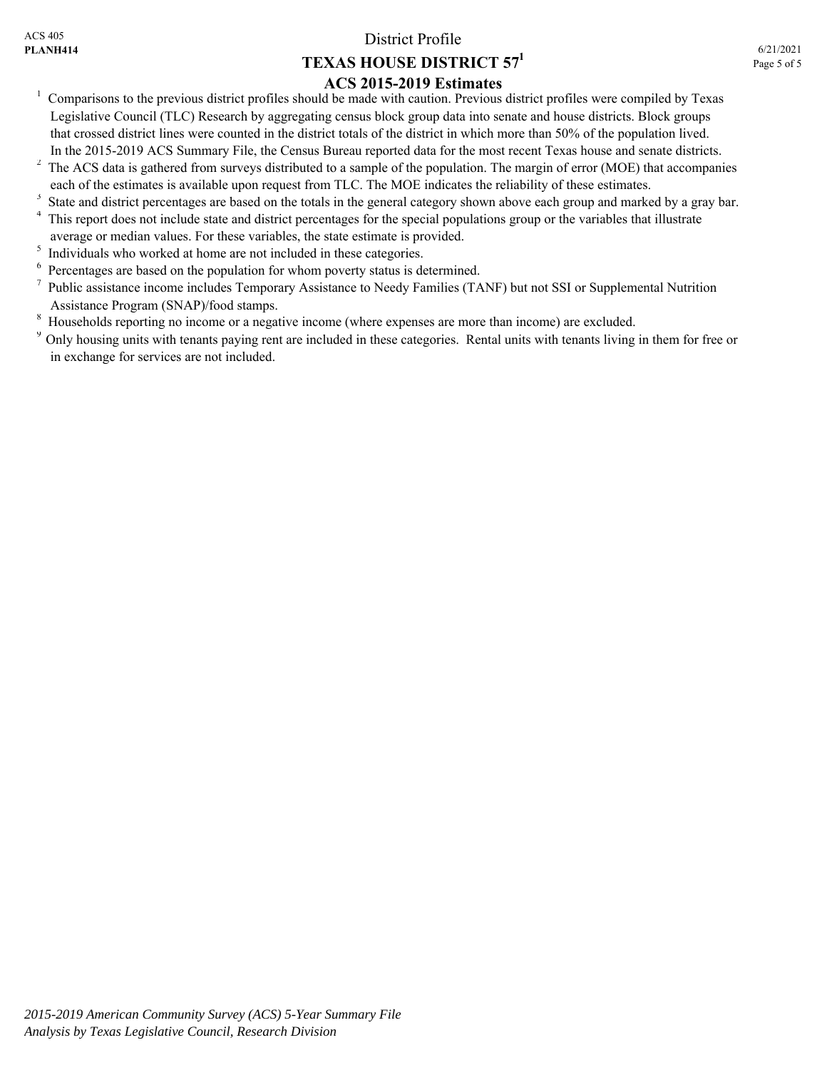# District Profile

## TEXAS HOUSE DISTRICT 57[1]

## ACS 2015-2019 Estimates

[1] Comparisons to the previous district profiles should be made with caution. Previous district profiles were compiled by Texas Legislative Council (TLC) Research by aggregating census block group data into senate and house districts. Block groups that crossed district lines were counted in the district totals of the district in which more than 50% of the population lived. In the 2015-2019 ACS Summary File, the Census Bureau reported data for the most recent Texas house and senate districts.

[2] The ACS data is gathered from surveys distributed to a sample of the population. The margin of error (MOE) that accompanies each of the estimates is available upon request from TLC. The MOE indicates the reliability of these estimates.

[3] State and district percentages are based on the totals in the general category shown above each group and marked by a gray bar.

[4] This report does not include state and district percentages for the special populations group or the variables that illustrate average or median values. For these variables, the state estimate is provided.

[5] Individuals who worked at home are not included in these categories.

[6] Percentages are based on the population for whom poverty status is determined.

[7] Public assistance income includes Temporary Assistance to Needy Families (TANF) but not SSI or Supplemental Nutrition Assistance Program (SNAP)/food stamps.

[8] Households reporting no income or a negative income (where expenses are more than income) are excluded.

[9] Only housing units with tenants paying rent are included in these categories. Rental units with tenants living in them for free or in exchange for services are not included.

*2015-2019 American Community Survey (ACS) 5-Year Summary File*
*Analysis by Texas Legislative Council, Research Division*